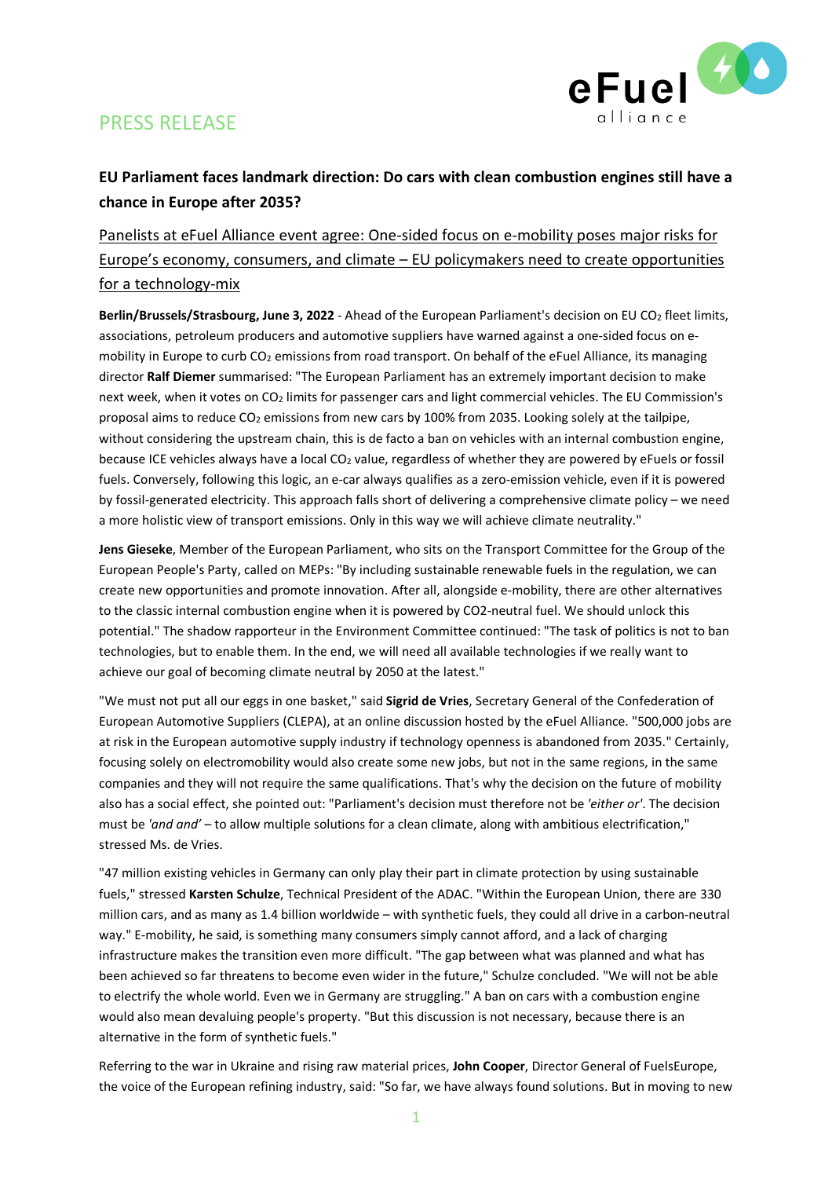PRESS RELEASE

**EU Parliament faces landmark direction: Do cars with clean combustion engines still have a chance in Europe after 2035?**

Panelists at eFuel Alliance event agree: One-sided focus on e-mobility poses major risks for Europe's economy, consumers, and climate – EU policymakers need to create opportunities for a technology-mix

**Berlin/Brussels/Strasbourg, June 3, 2022** - Ahead of the European Parliament's decision on EU $CO_2$ fleet limits, associations, petroleum producers and automotive suppliers have warned against a one-sided focus on e-mobility in Europe to curb $CO_2$ emissions from road transport. On behalf of the eFuel Alliance, its managing director **Ralf Diemer** summarised: "The European Parliament has an extremely important decision to make next week, when it votes on $CO_2$ limits for passenger cars and light commercial vehicles. The EU Commission's proposal aims to reduce $CO_2$ emissions from new cars by 100% from 2035. Looking solely at the tailpipe, without considering the upstream chain, this is de facto a ban on vehicles with an internal combustion engine, because ICE vehicles always have a local $CO_2$ value, regardless of whether they are powered by eFuels or fossil fuels. Conversely, following this logic, an e-car always qualifies as a zero-emission vehicle, even if it is powered by fossil-generated electricity. This approach falls short of delivering a comprehensive climate policy – we need a more holistic view of transport emissions. Only in this way we will achieve climate neutrality."

**Jens Gieseke**, Member of the European Parliament, who sits on the Transport Committee for the Group of the European People's Party, called on MEPs: "By including sustainable renewable fuels in the regulation, we can create new opportunities and promote innovation. After all, alongside e-mobility, there are other alternatives to the classic internal combustion engine when it is powered by CO2-neutral fuel. We should unlock this potential." The shadow rapporteur in the Environment Committee continued: "The task of politics is not to ban technologies, but to enable them. In the end, we will need all available technologies if we really want to achieve our goal of becoming climate neutral by 2050 at the latest."

"We must not put all our eggs in one basket," said **Sigrid de Vries**, Secretary General of the Confederation of European Automotive Suppliers (CLEPA), at an online discussion hosted by the eFuel Alliance. "500,000 jobs are at risk in the European automotive supply industry if technology openness is abandoned from 2035." Certainly, focusing solely on electromobility would also create some new jobs, but not in the same regions, in the same companies and they will not require the same qualifications. That's why the decision on the future of mobility also has a social effect, she pointed out: "Parliament's decision must therefore not be *'either or'*. The decision must be *'and and'* – to allow multiple solutions for a clean climate, along with ambitious electrification," stressed Ms. de Vries.

"47 million existing vehicles in Germany can only play their part in climate protection by using sustainable fuels," stressed **Karsten Schulze**, Technical President of the ADAC. "Within the European Union, there are 330 million cars, and as many as 1.4 billion worldwide – with synthetic fuels, they could all drive in a carbon-neutral way." E-mobility, he said, is something many consumers simply cannot afford, and a lack of charging infrastructure makes the transition even more difficult. "The gap between what was planned and what has been achieved so far threatens to become even wider in the future," Schulze concluded. "We will not be able to electrify the whole world. Even we in Germany are struggling." A ban on cars with a combustion engine would also mean devaluing people's property. "But this discussion is not necessary, because there is an alternative in the form of synthetic fuels."

Referring to the war in Ukraine and rising raw material prices, **John Cooper**, Director General of FuelsEurope, the voice of the European refining industry, said: "So far, we have always found solutions. But in moving to new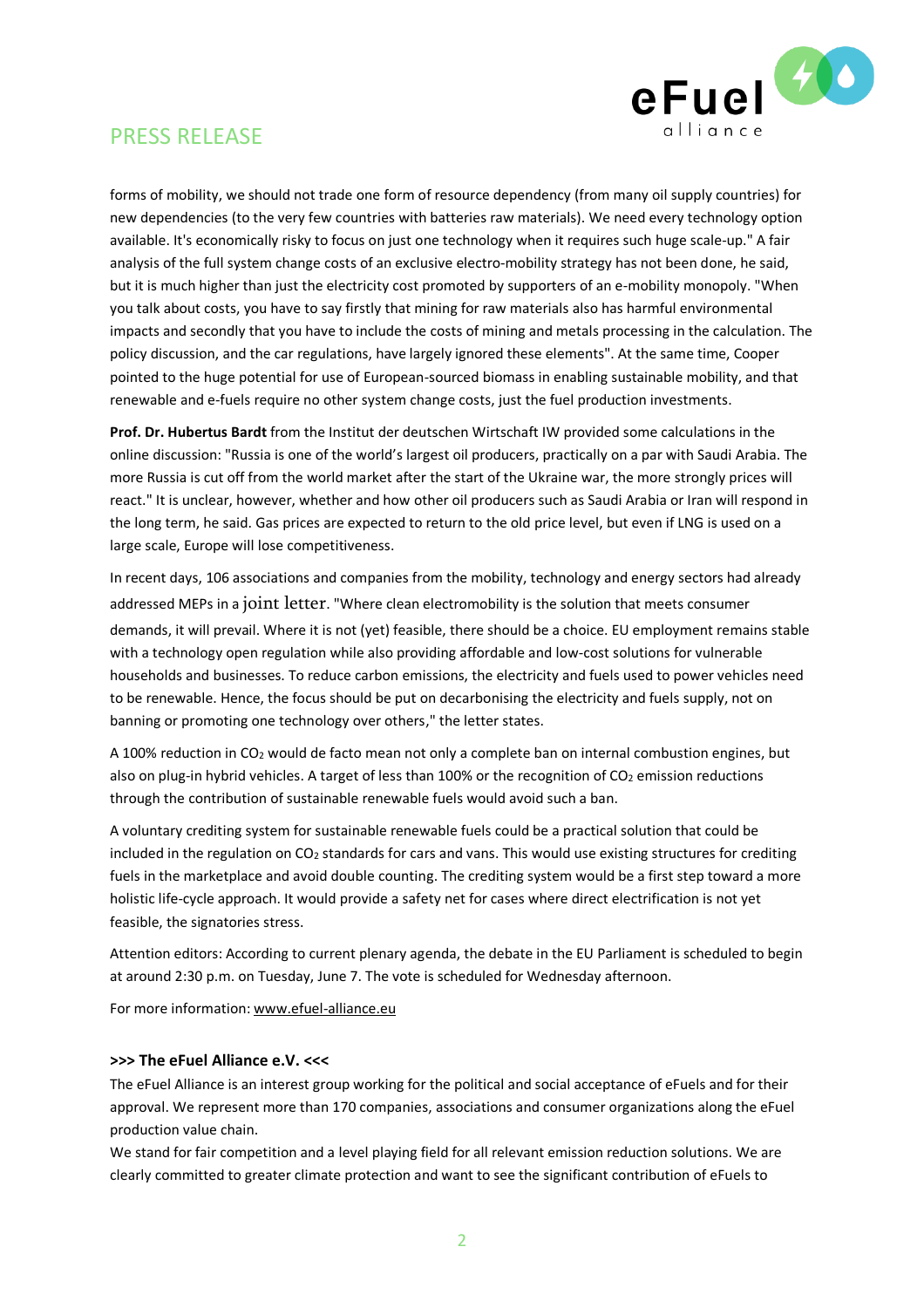forms of mobility, we should not trade one form of resource dependency (from many oil supply countries) for new dependencies (to the very few countries with batteries raw materials). We need every technology option available. It's economically risky to focus on just one technology when it requires such huge scale-up." A fair analysis of the full system change costs of an exclusive electro-mobility strategy has not been done, he said, but it is much higher than just the electricity cost promoted by supporters of an e-mobility monopoly. "When you talk about costs, you have to say firstly that mining for raw materials also has harmful environmental impacts and secondly that you have to include the costs of mining and metals processing in the calculation. The policy discussion, and the car regulations, have largely ignored these elements". At the same time, Cooper pointed to the huge potential for use of European-sourced biomass in enabling sustainable mobility, and that renewable and e-fuels require no other system change costs, just the fuel production investments.

**Prof. Dr. Hubertus Bardt** from the Institut der deutschen Wirtschaft IW provided some calculations in the online discussion: "Russia is one of the world's largest oil producers, practically on a par with Saudi Arabia. The more Russia is cut off from the world market after the start of the Ukraine war, the more strongly prices will react." It is unclear, however, whether and how other oil producers such as Saudi Arabia or Iran will respond in the long term, he said. Gas prices are expected to return to the old price level, but even if LNG is used on a large scale, Europe will lose competitiveness.

In recent days, 106 associations and companies from the mobility, technology and energy sectors had already addressed MEPs in a joint letter. "Where clean electromobility is the solution that meets consumer demands, it will prevail. Where it is not (yet) feasible, there should be a choice. EU employment remains stable with a technology open regulation while also providing affordable and low-cost solutions for vulnerable households and businesses. To reduce carbon emissions, the electricity and fuels used to power vehicles need to be renewable. Hence, the focus should be put on decarbonising the electricity and fuels supply, not on banning or promoting one technology over others," the letter states.

A 100% reduction in $CO_2$ would de facto mean not only a complete ban on internal combustion engines, but also on plug-in hybrid vehicles. A target of less than 100% or the recognition of $CO_2$ emission reductions through the contribution of sustainable renewable fuels would avoid such a ban.

A voluntary crediting system for sustainable renewable fuels could be a practical solution that could be included in the regulation on $CO_2$ standards for cars and vans. This would use existing structures for crediting fuels in the marketplace and avoid double counting. The crediting system would be a first step toward a more holistic life-cycle approach. It would provide a safety net for cases where direct electrification is not yet feasible, the signatories stress.

Attention editors: According to current plenary agenda, the debate in the EU Parliament is scheduled to begin at around 2:30 p.m. on Tuesday, June 7. The vote is scheduled for Wednesday afternoon.

For more information: www.efuel-alliance.eu

**>>> The eFuel Alliance e.V. <<<**

The eFuel Alliance is an interest group working for the political and social acceptance of eFuels and for their approval. We represent more than 170 companies, associations and consumer organizations along the eFuel production value chain.

We stand for fair competition and a level playing field for all relevant emission reduction solutions. We are clearly committed to greater climate protection and want to see the significant contribution of eFuels to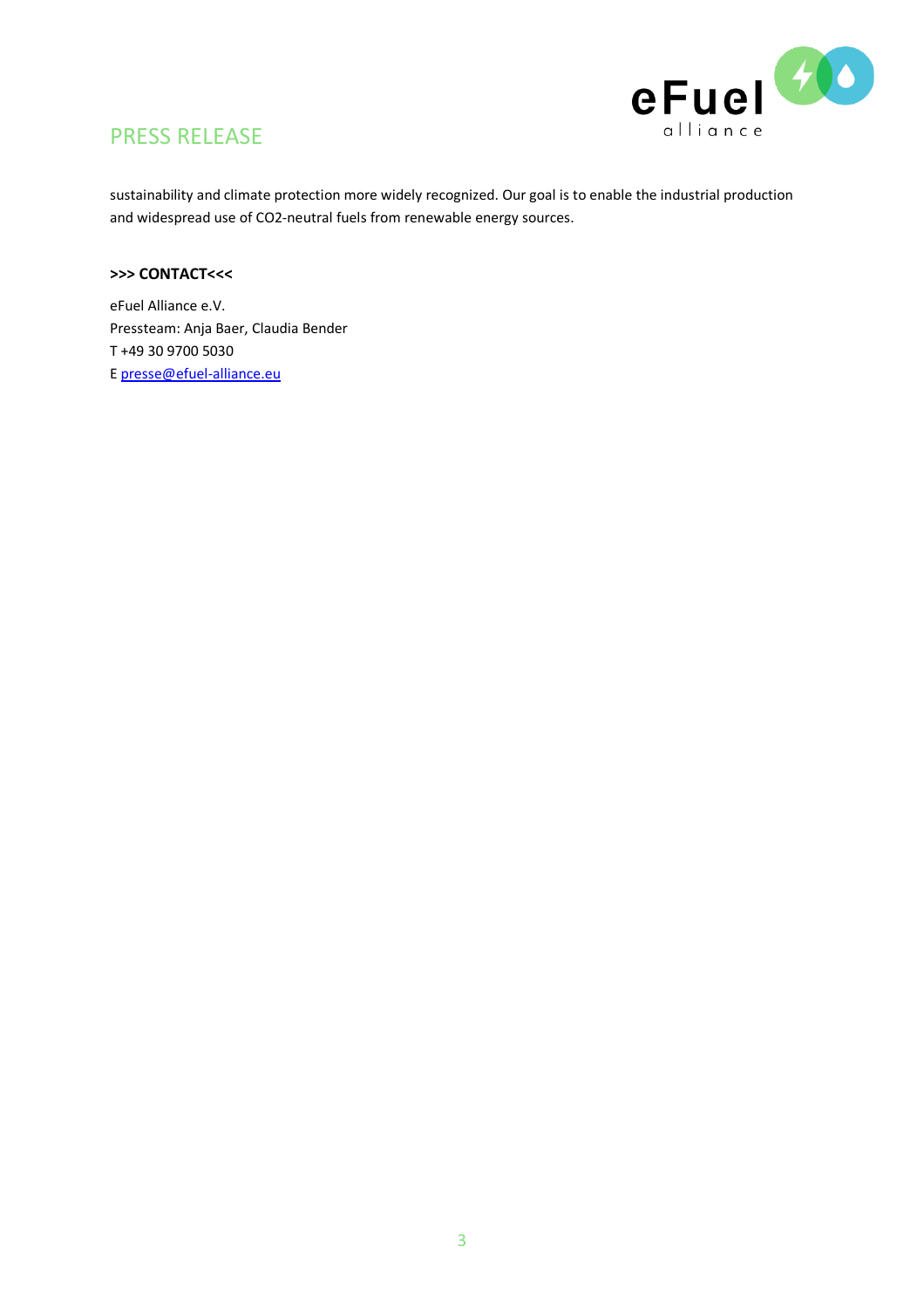sustainability and climate protection more widely recognized. Our goal is to enable the industrial production and widespread use of $CO_2$-neutral fuels from renewable energy sources.

**>>> CONTACT<<<**

eFuel Alliance e.V.
Pressteam: Anja Baer, Claudia Bender
T +49 30 9700 5030
E presse@efuel-alliance.eu